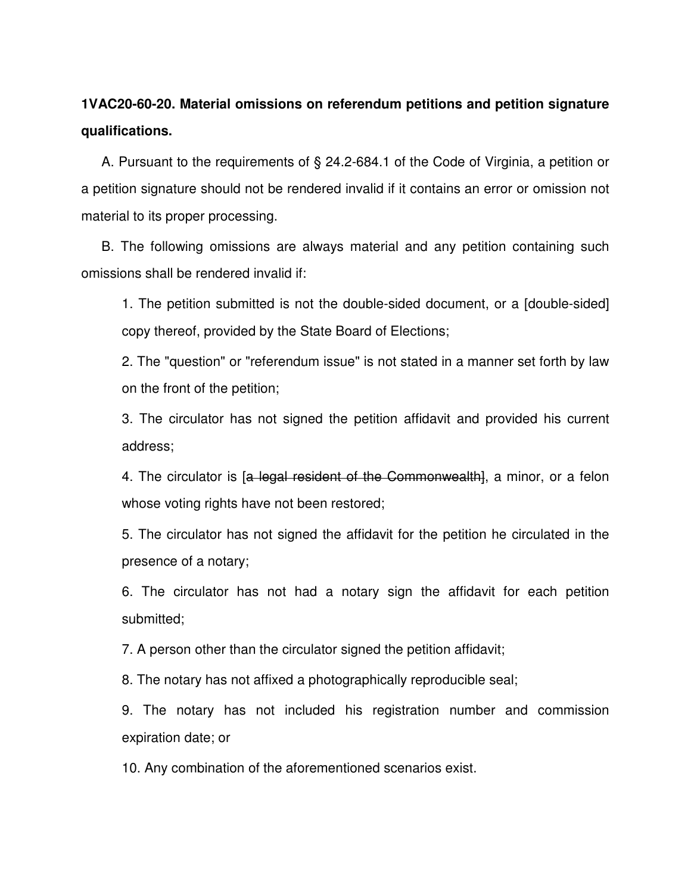**1VAC20-60-20. Material omissions on referendum petitions and petition signature qualifications.**

A. Pursuant to the requirements of § 24.2-684.1 of the Code of Virginia, a petition or a petition signature should not be rendered invalid if it contains an error or omission not material to its proper processing.

B. The following omissions are always material and any petition containing such omissions shall be rendered invalid if:

1. The petition submitted is not the double-sided document, or a [double-sided] copy thereof, provided by the State Board of Elections;

2. The "question" or "referendum issue" is not stated in a manner set forth by law on the front of the petition;

3. The circulator has not signed the petition affidavit and provided his current address;

4. The circulator is [~~a legal resident of the Commonwealth~~], a minor, or a felon whose voting rights have not been restored;

5. The circulator has not signed the affidavit for the petition he circulated in the presence of a notary;

6. The circulator has not had a notary sign the affidavit for each petition submitted;

7. A person other than the circulator signed the petition affidavit;

8. The notary has not affixed a photographically reproducible seal;

9. The notary has not included his registration number and commission expiration date; or

10. Any combination of the aforementioned scenarios exist.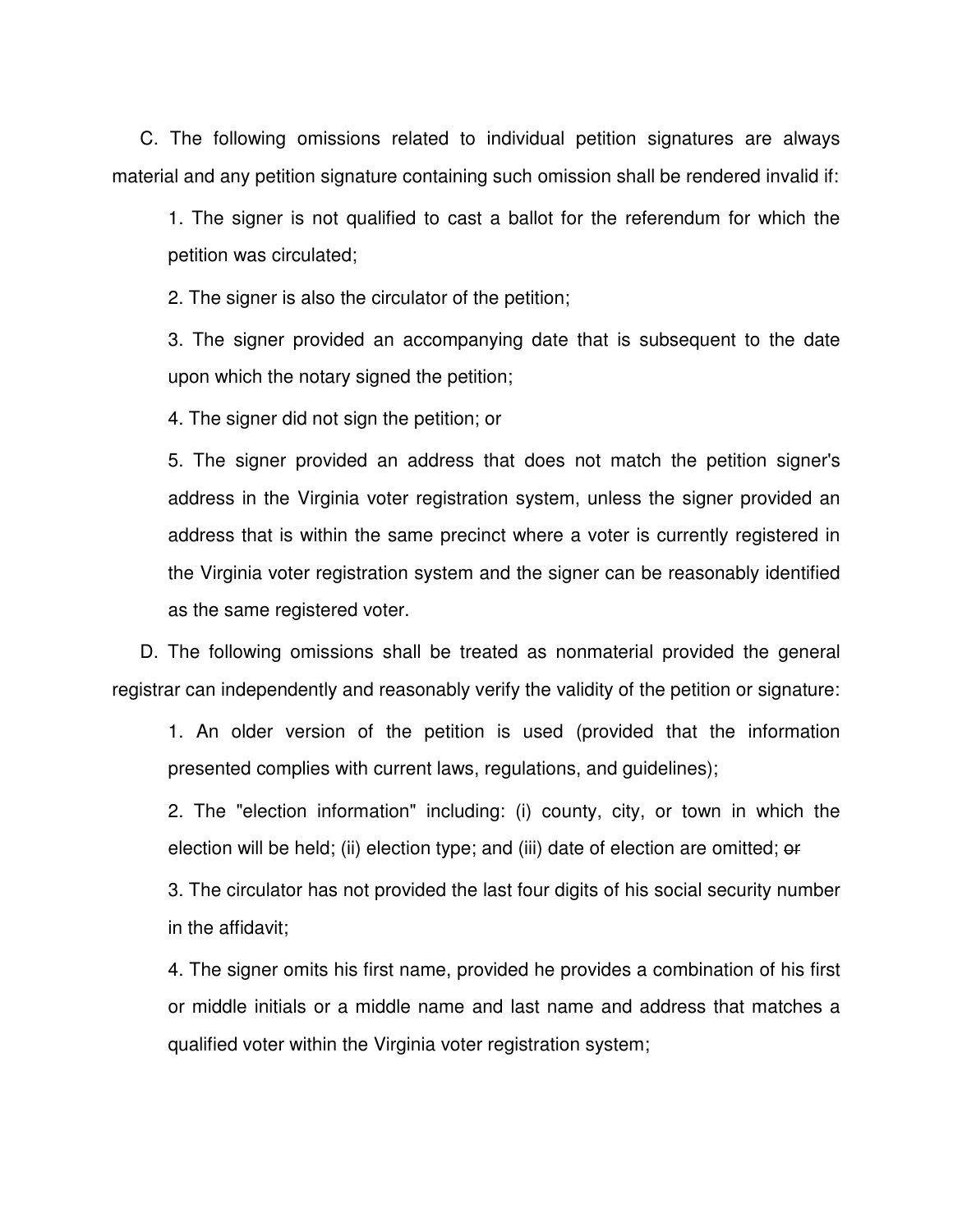C. The following omissions related to individual petition signatures are always material and any petition signature containing such omission shall be rendered invalid if:

1. The signer is not qualified to cast a ballot for the referendum for which the petition was circulated;

2. The signer is also the circulator of the petition;

3. The signer provided an accompanying date that is subsequent to the date upon which the notary signed the petition;

4. The signer did not sign the petition; or

5. The signer provided an address that does not match the petition signer's address in the Virginia voter registration system, unless the signer provided an address that is within the same precinct where a voter is currently registered in the Virginia voter registration system and the signer can be reasonably identified as the same registered voter.

D. The following omissions shall be treated as nonmaterial provided the general registrar can independently and reasonably verify the validity of the petition or signature:

1. An older version of the petition is used (provided that the information presented complies with current laws, regulations, and guidelines);

2. The "election information" including: (i) county, city, or town in which the election will be held; (ii) election type; and (iii) date of election are omitted; ~~or~~

3. The circulator has not provided the last four digits of his social security number in the affidavit;

4. The signer omits his first name, provided he provides a combination of his first or middle initials or a middle name and last name and address that matches a qualified voter within the Virginia voter registration system;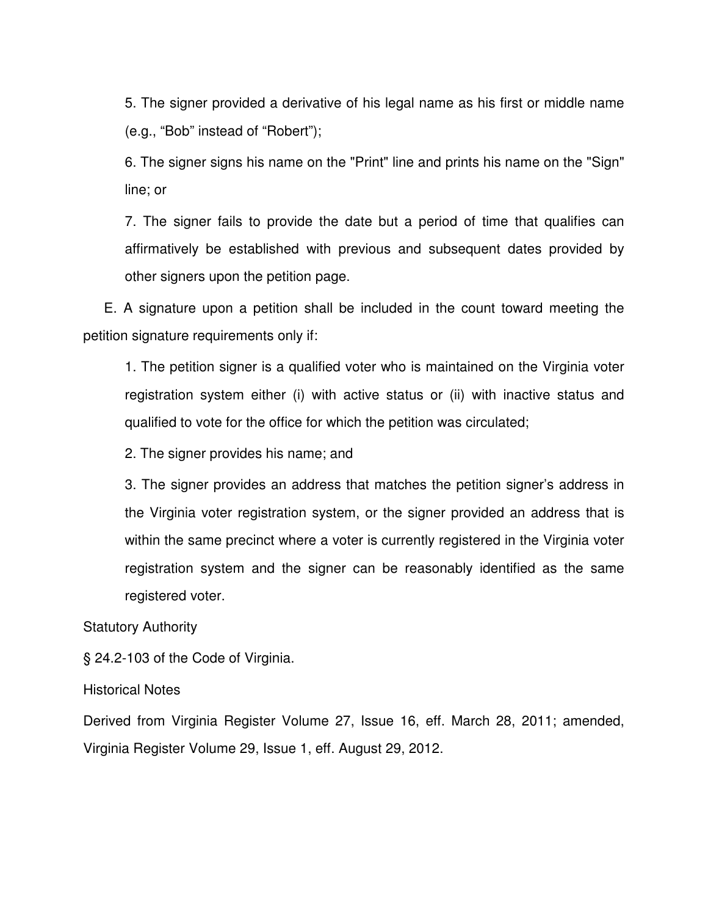5. The signer provided a derivative of his legal name as his first or middle name (e.g., "Bob" instead of "Robert");

6. The signer signs his name on the "Print" line and prints his name on the "Sign" line; or

7. The signer fails to provide the date but a period of time that qualifies can affirmatively be established with previous and subsequent dates provided by other signers upon the petition page.

E. A signature upon a petition shall be included in the count toward meeting the petition signature requirements only if:

1. The petition signer is a qualified voter who is maintained on the Virginia voter registration system either (i) with active status or (ii) with inactive status and qualified to vote for the office for which the petition was circulated;

2. The signer provides his name; and

3. The signer provides an address that matches the petition signer's address in the Virginia voter registration system, or the signer provided an address that is within the same precinct where a voter is currently registered in the Virginia voter registration system and the signer can be reasonably identified as the same registered voter.

Statutory Authority

§ 24.2-103 of the Code of Virginia.

Historical Notes

Derived from Virginia Register Volume 27, Issue 16, eff. March 28, 2011; amended, Virginia Register Volume 29, Issue 1, eff. August 29, 2012.